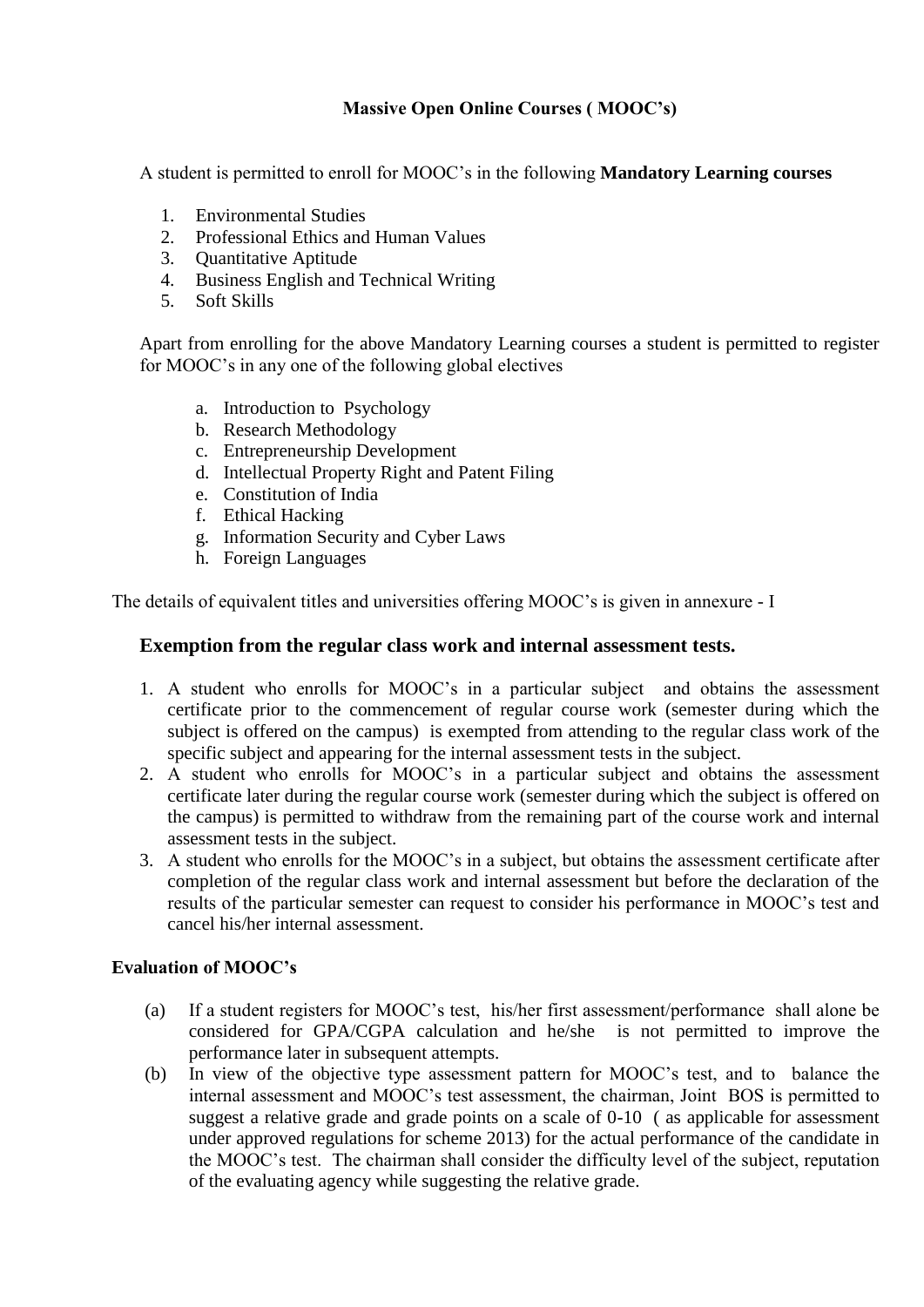# Massive Open Online Courses ( MOOC's)

A student is permitted to enroll for MOOC's in the following **Mandatory Learning courses**

1. Environmental Studies
2. Professional Ethics and Human Values
3. Quantitative Aptitude
4. Business English and Technical Writing
5. Soft Skills

Apart from enrolling for the above Mandatory Learning courses a student is permitted to register for MOOC's in any one of the following global electives

a. Introduction to Psychology
b. Research Methodology
c. Entrepreneurship Development
d. Intellectual Property Right and Patent Filing
e. Constitution of India
f. Ethical Hacking
g. Information Security and Cyber Laws
h. Foreign Languages

The details of equivalent titles and universities offering MOOC's is given in annexure - I

## Exemption from the regular class work and internal assessment tests.

1. A student who enrolls for MOOC's in a particular subject and obtains the assessment certificate prior to the commencement of regular course work (semester during which the subject is offered on the campus) is exempted from attending to the regular class work of the specific subject and appearing for the internal assessment tests in the subject.
2. A student who enrolls for MOOC's in a particular subject and obtains the assessment certificate later during the regular course work (semester during which the subject is offered on the campus) is permitted to withdraw from the remaining part of the course work and internal assessment tests in the subject.
3. A student who enrolls for the MOOC's in a subject, but obtains the assessment certificate after completion of the regular class work and internal assessment but before the declaration of the results of the particular semester can request to consider his performance in MOOC's test and cancel his/her internal assessment.

**Evaluation of MOOC's**

(a) If a student registers for MOOC's test, his/her first assessment/performance shall alone be considered for GPA/CGPA calculation and he/she is not permitted to improve the performance later in subsequent attempts.

(b) In view of the objective type assessment pattern for MOOC's test, and to balance the internal assessment and MOOC's test assessment, the chairman, Joint BOS is permitted to suggest a relative grade and grade points on a scale of 0-10 ( as applicable for assessment under approved regulations for scheme 2013) for the actual performance of the candidate in the MOOC's test. The chairman shall consider the difficulty level of the subject, reputation of the evaluating agency while suggesting the relative grade.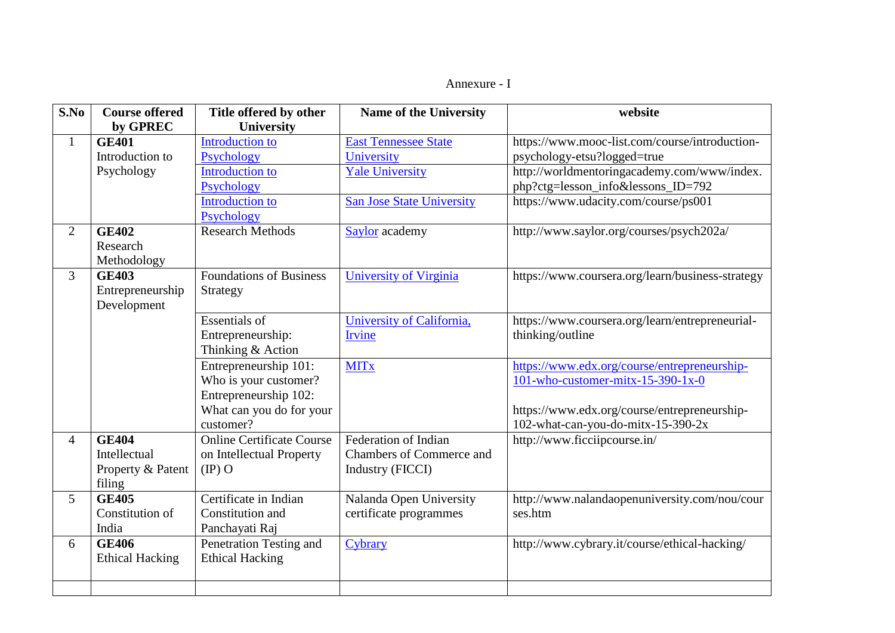Annexure - I

| S.No | Course offered by GPREC | Title offered by other University | Name of the University | website |
|---|---|---|---|---|
| 1 | **GE401** Introduction to Psychology | Introduction to Psychology | East Tennessee State University | https://www.mooc-list.com/course/introduction-psychology-etsu?logged=true |
| | | Introduction to Psychology | Yale University | http://worldmentoringacademy.com/www/index.php?ctg=lesson_info&lessons_ID=792 |
| | | Introduction to Psychology | San Jose State University | https://www.udacity.com/course/ps001 |
| 2 | **GE402** Research Methodology | Research Methods | Saylor academy | http://www.saylor.org/courses/psych202a/ |
| 3 | **GE403** Entrepreneurship Development | Foundations of Business Strategy | University of Virginia | https://www.coursera.org/learn/business-strategy |
| | | Essentials of Entrepreneurship: Thinking & Action | University of California, Irvine | https://www.coursera.org/learn/entrepreneurial-thinking/outline |
| | | Entrepreneurship 101: Who is your customer? Entrepreneurship 102: What can you do for your customer? | MITx | https://www.edx.org/course/entrepreneurship-101-who-customer-mitx-15-390-1x-0 https://www.edx.org/course/entrepreneurship-102-what-can-you-do-mitx-15-390-2x |
| 4 | **GE404** Intellectual Property & Patent filing | Online Certificate Course on Intellectual Property (IP) O | Federation of Indian Chambers of Commerce and Industry (FICCI) | http://www.ficciipcourse.in/ |
| 5 | **GE405** Constitution of India | Certificate in Indian Constitution and Panchayati Raj | Nalanda Open University certificate programmes | http://www.nalandaopenuniversity.com/nou/courses.htm |
| 6 | **GE406** Ethical Hacking | Penetration Testing and Ethical Hacking | Cybrary | http://www.cybrary.it/course/ethical-hacking/ |
| | | | | |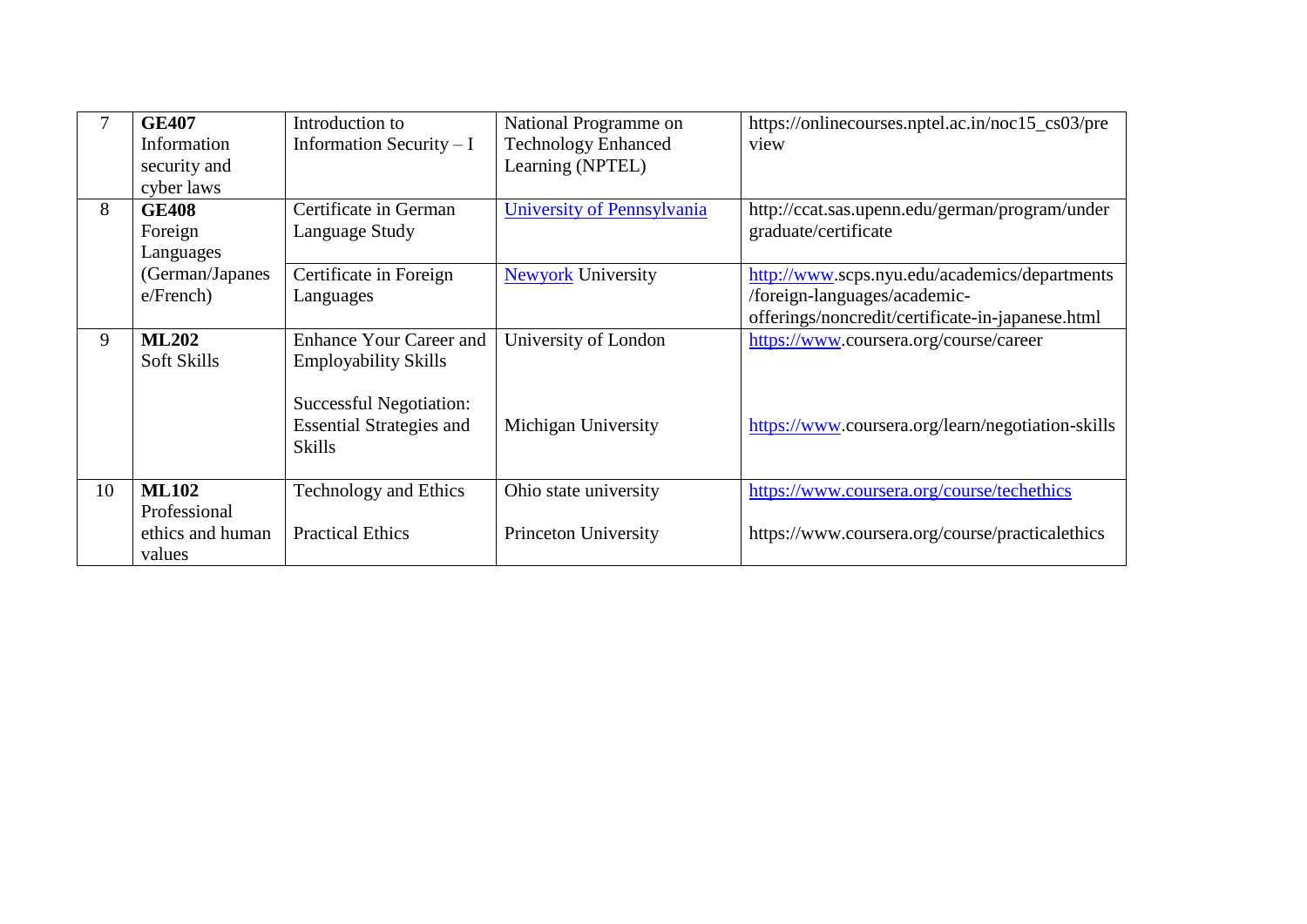| | | | | |
|---|---|---|---|---|
| 7 | **GE407** Information security and cyber laws | Introduction to Information Security – I | National Programme on Technology Enhanced Learning (NPTEL) | https://onlinecourses.nptel.ac.in/noc15_cs03/preview |
| 8 | **GE408** Foreign Languages (German/Japanese/French) | Certificate in German Language Study | University of Pennsylvania | http://ccat.sas.upenn.edu/german/program/undergraduate/certificate |
| | | Certificate in Foreign Languages | Newyork University | http://www.scps.nyu.edu/academics/departments/foreign-languages/academic-offerings/noncredit/certificate-in-japanese.html |
| 9 | **ML202** Soft Skills | Enhance Your Career and Employability Skills<br><br>Successful Negotiation: Essential Strategies and Skills | University of London<br><br>Michigan University | https://www.coursera.org/course/career<br><br>https://www.coursera.org/learn/negotiation-skills |
| 10 | **ML102** Professional ethics and human values | Technology and Ethics<br><br>Practical Ethics | Ohio state university<br><br>Princeton University | https://www.coursera.org/course/techethics<br><br>https://www.coursera.org/course/practicalethics |